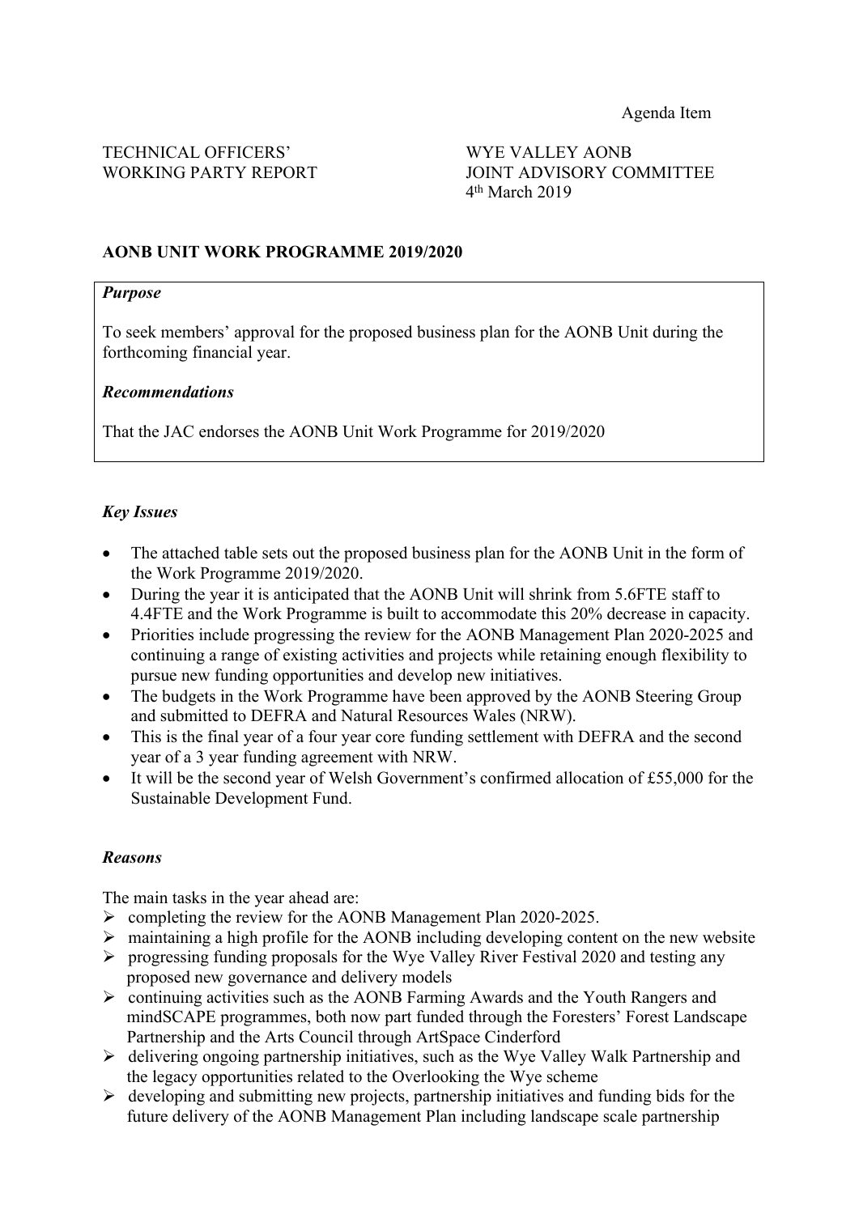Agenda Item

TECHNICAL OFFICERS' WORKING PARTY REPORT

WYE VALLEY AONB JOINT ADVISORY COMMITTEE
4th March 2019

**AONB UNIT WORK PROGRAMME 2019/2020**

***Purpose***

To seek members' approval for the proposed business plan for the AONB Unit during the forthcoming financial year.

***Recommendations***

That the JAC endorses the AONB Unit Work Programme for 2019/2020

***Key Issues***

- The attached table sets out the proposed business plan for the AONB Unit in the form of the Work Programme 2019/2020.
- During the year it is anticipated that the AONB Unit will shrink from 5.6FTE staff to 4.4FTE and the Work Programme is built to accommodate this 20% decrease in capacity.
- Priorities include progressing the review for the AONB Management Plan 2020-2025 and continuing a range of existing activities and projects while retaining enough flexibility to pursue new funding opportunities and develop new initiatives.
- The budgets in the Work Programme have been approved by the AONB Steering Group and submitted to DEFRA and Natural Resources Wales (NRW).
- This is the final year of a four year core funding settlement with DEFRA and the second year of a 3 year funding agreement with NRW.
- It will be the second year of Welsh Government's confirmed allocation of £55,000 for the Sustainable Development Fund.

***Reasons***

The main tasks in the year ahead are:

- completing the review for the AONB Management Plan 2020-2025.
- maintaining a high profile for the AONB including developing content on the new website
- progressing funding proposals for the Wye Valley River Festival 2020 and testing any proposed new governance and delivery models
- continuing activities such as the AONB Farming Awards and the Youth Rangers and mindSCAPE programmes, both now part funded through the Foresters' Forest Landscape Partnership and the Arts Council through ArtSpace Cinderford
- delivering ongoing partnership initiatives, such as the Wye Valley Walk Partnership and the legacy opportunities related to the Overlooking the Wye scheme
- developing and submitting new projects, partnership initiatives and funding bids for the future delivery of the AONB Management Plan including landscape scale partnership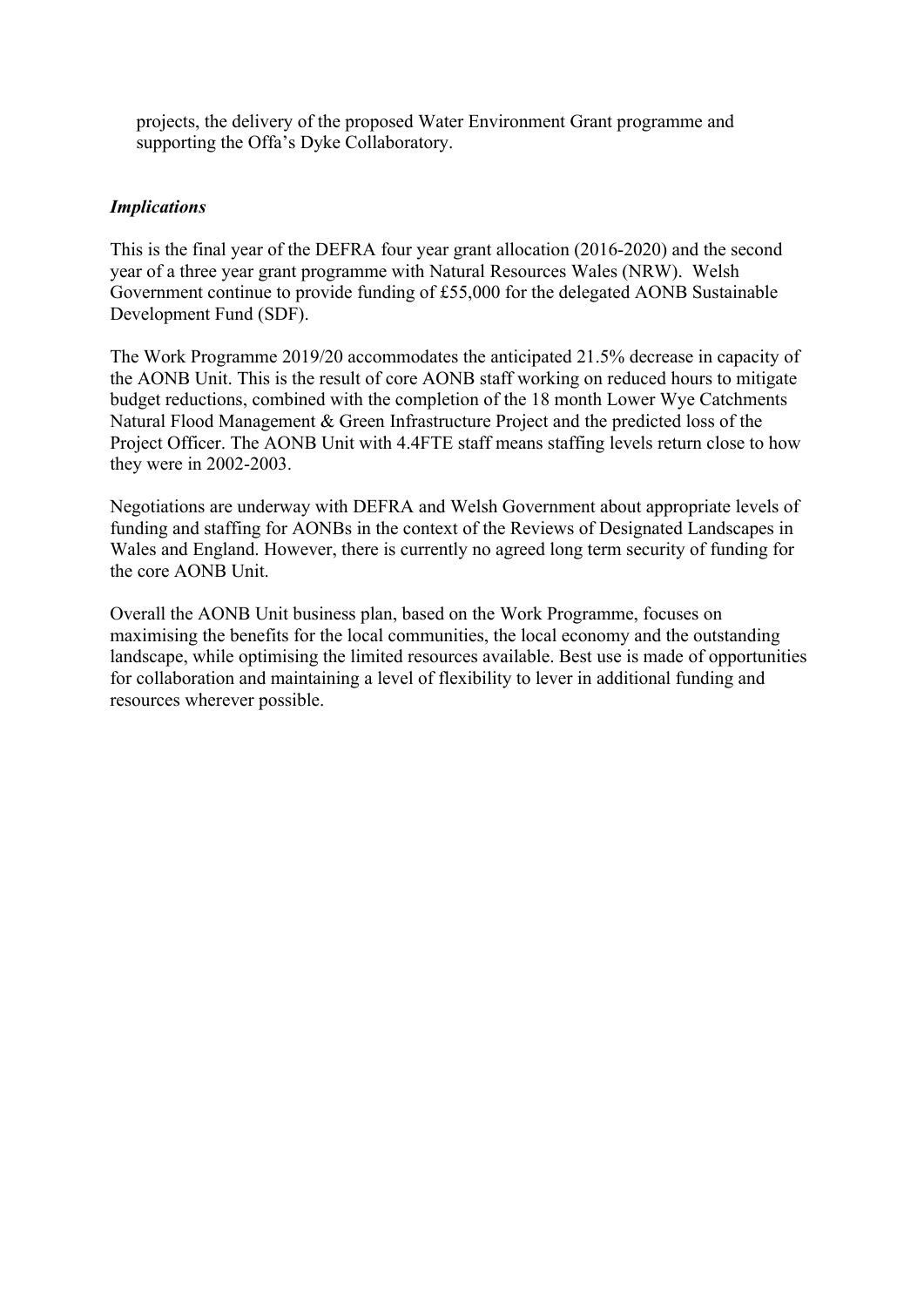projects, the delivery of the proposed Water Environment Grant programme and supporting the Offa's Dyke Collaboratory.

***Implications***

This is the final year of the DEFRA four year grant allocation (2016-2020) and the second year of a three year grant programme with Natural Resources Wales (NRW). Welsh Government continue to provide funding of £55,000 for the delegated AONB Sustainable Development Fund (SDF).

The Work Programme 2019/20 accommodates the anticipated 21.5% decrease in capacity of the AONB Unit. This is the result of core AONB staff working on reduced hours to mitigate budget reductions, combined with the completion of the 18 month Lower Wye Catchments Natural Flood Management & Green Infrastructure Project and the predicted loss of the Project Officer. The AONB Unit with 4.4FTE staff means staffing levels return close to how they were in 2002-2003.

Negotiations are underway with DEFRA and Welsh Government about appropriate levels of funding and staffing for AONBs in the context of the Reviews of Designated Landscapes in Wales and England. However, there is currently no agreed long term security of funding for the core AONB Unit.

Overall the AONB Unit business plan, based on the Work Programme, focuses on maximising the benefits for the local communities, the local economy and the outstanding landscape, while optimising the limited resources available. Best use is made of opportunities for collaboration and maintaining a level of flexibility to lever in additional funding and resources wherever possible.